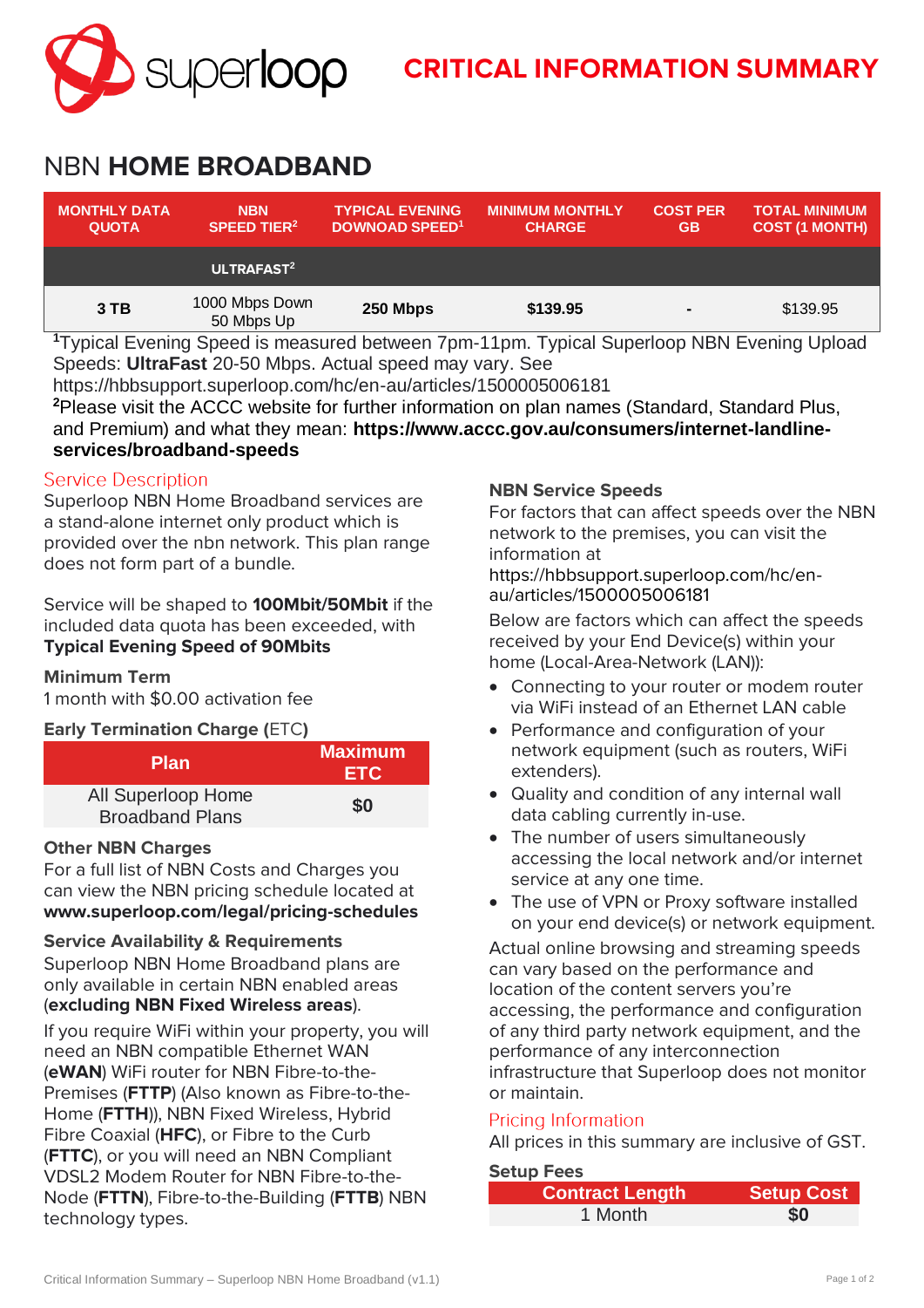superloop

# CRITICAL INFORMATION SUMMARY

## NBN **HOME BROADBAND**

| MONTHLY DATA QUOTA | NBN SPEED TIER[2] | TYPICAL EVENING DOWNOAD SPEED[1] | MINIMUM MONTHLY CHARGE | COST PER GB | TOTAL MINIMUM COST (1 MONTH) |
|---|---|---|---|---|---|
| | ULTRAFAST[2] | | | | |
| **3 TB** | 1000 Mbps Down 50 Mbps Up | **250 Mbps** | **$139.95** | **-** | $139.95 |

[1]Typical Evening Speed is measured between 7pm-11pm. Typical Superloop NBN Evening Upload Speeds: **UltraFast** 20-50 Mbps. Actual speed may vary. See https://hbbsupport.superloop.com/hc/en-au/articles/1500005006181

[2]Please visit the ACCC website for further information on plan names (Standard, Standard Plus, and Premium) and what they mean: **https://www.accc.gov.au/consumers/internet-landline-services/broadband-speeds**

### Service Description

Superloop NBN Home Broadband services are a stand-alone internet only product which is provided over the nbn network. This plan range does not form part of a bundle.

Service will be shaped to **100Mbit/50Mbit** if the included data quota has been exceeded, with **Typical Evening Speed of 90Mbits**

**Minimum Term**

1 month with $0.00 activation fee

**Early Termination Charge (**ETC**)**

| Plan | Maximum ETC |
|---|---|
| All Superloop Home Broadband Plans | **$0** |

**Other NBN Charges**

For a full list of NBN Costs and Charges you can view the NBN pricing schedule located at **www.superloop.com/legal/pricing-schedules**

**Service Availability & Requirements**

Superloop NBN Home Broadband plans are only available in certain NBN enabled areas (**excluding NBN Fixed Wireless areas**).

If you require WiFi within your property, you will need an NBN compatible Ethernet WAN (**eWAN**) WiFi router for NBN Fibre-to-the-Premises (**FTTP**) (Also known as Fibre-to-the-Home (**FTTH**)), NBN Fixed Wireless, Hybrid Fibre Coaxial (**HFC**), or Fibre to the Curb (**FTTC**), or you will need an NBN Compliant VDSL2 Modem Router for NBN Fibre-to-the-Node (**FTTN**), Fibre-to-the-Building (**FTTB**) NBN technology types.

**NBN Service Speeds**

For factors that can affect speeds over the NBN network to the premises, you can visit the information at https://hbbsupport.superloop.com/hc/en-au/articles/1500005006181

Below are factors which can affect the speeds received by your End Device(s) within your home (Local-Area-Network (LAN)):

- Connecting to your router or modem router via WiFi instead of an Ethernet LAN cable
- Performance and configuration of your network equipment (such as routers, WiFi extenders).
- Quality and condition of any internal wall data cabling currently in-use.
- The number of users simultaneously accessing the local network and/or internet service at any one time.
- The use of VPN or Proxy software installed on your end device(s) or network equipment.

Actual online browsing and streaming speeds can vary based on the performance and location of the content servers you're accessing, the performance and configuration of any third party network equipment, and the performance of any interconnection infrastructure that Superloop does not monitor or maintain.

### Pricing Information

All prices in this summary are inclusive of GST.

**Setup Fees**

| Contract Length | Setup Cost |
|---|---|
| 1 Month | **$0** |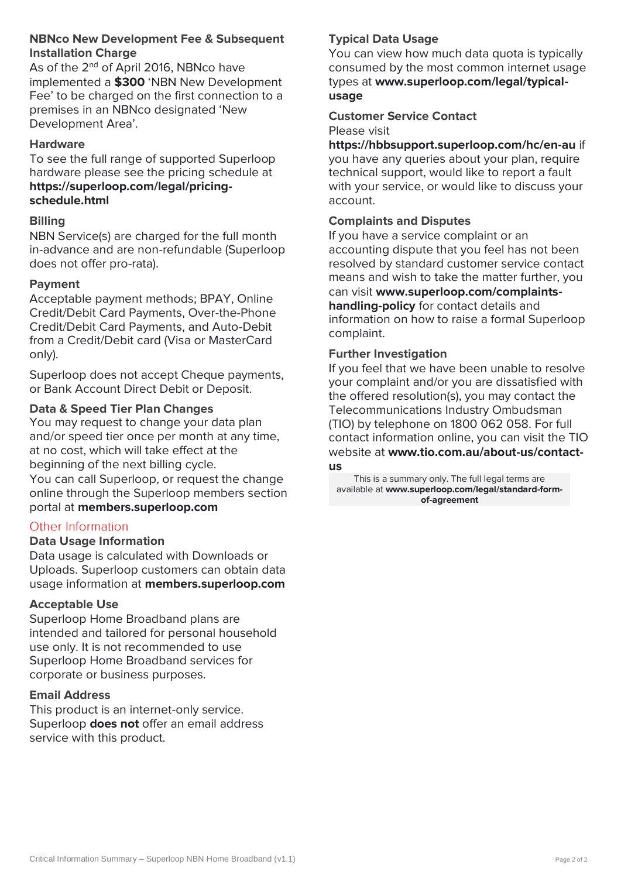### NBNco New Development Fee & Subsequent Installation Charge

As of the 2nd of April 2016, NBNco have implemented a **$300** 'NBN New Development Fee' to be charged on the first connection to a premises in an NBNco designated 'New Development Area'.

### Hardware

To see the full range of supported Superloop hardware please see the pricing schedule at **https://superloop.com/legal/pricing-schedule.html**

### Billing

NBN Service(s) are charged for the full month in-advance and are non-refundable (Superloop does not offer pro-rata).

### Payment

Acceptable payment methods; BPAY, Online Credit/Debit Card Payments, Over-the-Phone Credit/Debit Card Payments, and Auto-Debit from a Credit/Debit card (Visa or MasterCard only).

Superloop does not accept Cheque payments, or Bank Account Direct Debit or Deposit.

### Data & Speed Tier Plan Changes

You may request to change your data plan and/or speed tier once per month at any time, at no cost, which will take effect at the beginning of the next billing cycle.
You can call Superloop, or request the change online through the Superloop members section portal at **members.superloop.com**

## Other Information

### Data Usage Information

Data usage is calculated with Downloads or Uploads. Superloop customers can obtain data usage information at **members.superloop.com**

### Acceptable Use

Superloop Home Broadband plans are intended and tailored for personal household use only. It is not recommended to use Superloop Home Broadband services for corporate or business purposes.

### Email Address

This product is an internet-only service. Superloop **does not** offer an email address service with this product.

### Typical Data Usage

You can view how much data quota is typically consumed by the most common internet usage types at **www.superloop.com/legal/typical-usage**

### Customer Service Contact

Please visit **https://hbbsupport.superloop.com/hc/en-au** if you have any queries about your plan, require technical support, would like to report a fault with your service, or would like to discuss your account.

### Complaints and Disputes

If you have a service complaint or an accounting dispute that you feel has not been resolved by standard customer service contact means and wish to take the matter further, you can visit **www.superloop.com/complaints-handling-policy** for contact details and information on how to raise a formal Superloop complaint.

### Further Investigation

If you feel that we have been unable to resolve your complaint and/or you are dissatisfied with the offered resolution(s), you may contact the Telecommunications Industry Ombudsman (TIO) by telephone on 1800 062 058. For full contact information online, you can visit the TIO website at **www.tio.com.au/about-us/contact-us**

This is a summary only. The full legal terms are available at **www.superloop.com/legal/standard-form-of-agreement**